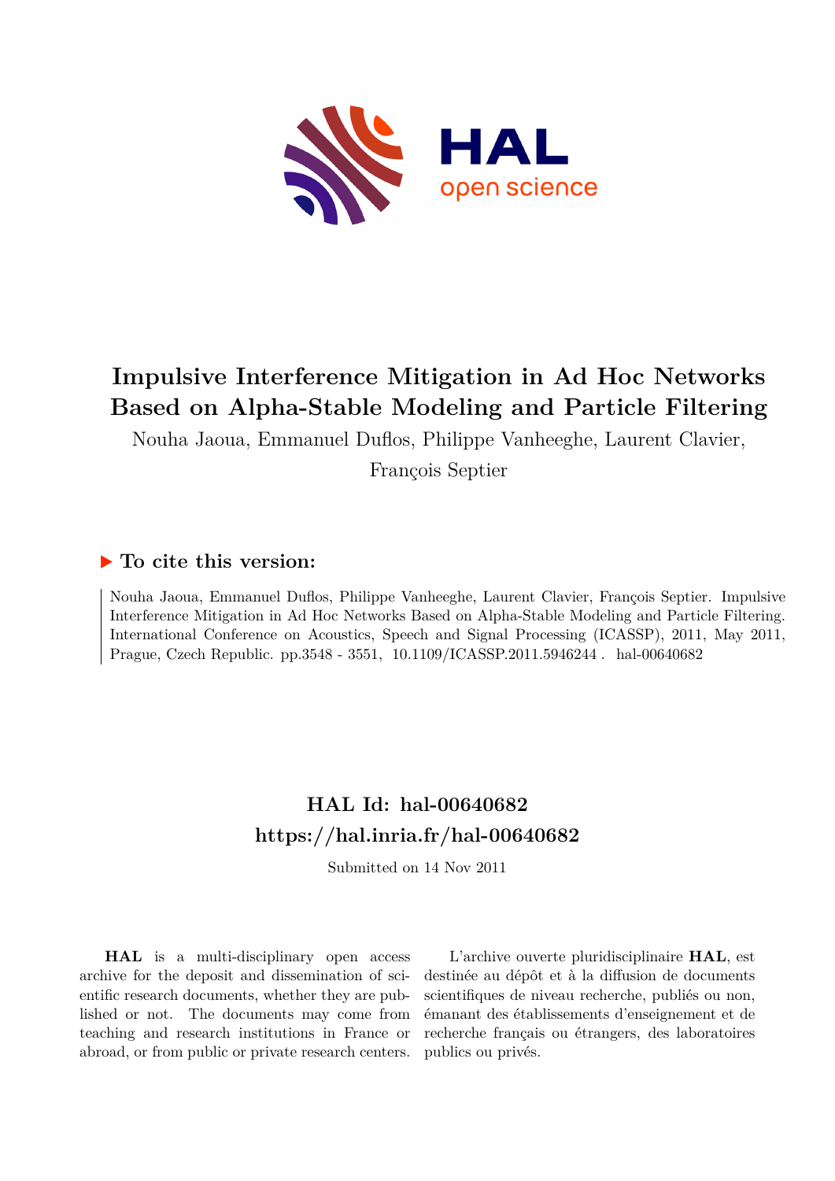# Impulsive Interference Mitigation in Ad Hoc Networks Based on Alpha-Stable Modeling and Particle Filtering

Nouha Jaoua, Emmanuel Duflos, Philippe Vanheeghe, Laurent Clavier, François Septier

## ▶ To cite this version:

Nouha Jaoua, Emmanuel Duflos, Philippe Vanheeghe, Laurent Clavier, François Septier. Impulsive Interference Mitigation in Ad Hoc Networks Based on Alpha-Stable Modeling and Particle Filtering. International Conference on Acoustics, Speech and Signal Processing (ICASSP), 2011, May 2011, Prague, Czech Republic. pp.3548 - 3551, 10.1109/ICASSP.2011.5946244 . hal-00640682

## HAL Id: hal-00640682
## https://hal.inria.fr/hal-00640682

Submitted on 14 Nov 2011

**HAL** is a multi-disciplinary open access archive for the deposit and dissemination of scientific research documents, whether they are published or not. The documents may come from teaching and research institutions in France or abroad, or from public or private research centers.

L'archive ouverte pluridisciplinaire **HAL**, est destinée au dépôt et à la diffusion de documents scientifiques de niveau recherche, publiés ou non, émanant des établissements d'enseignement et de recherche français ou étrangers, des laboratoires publics ou privés.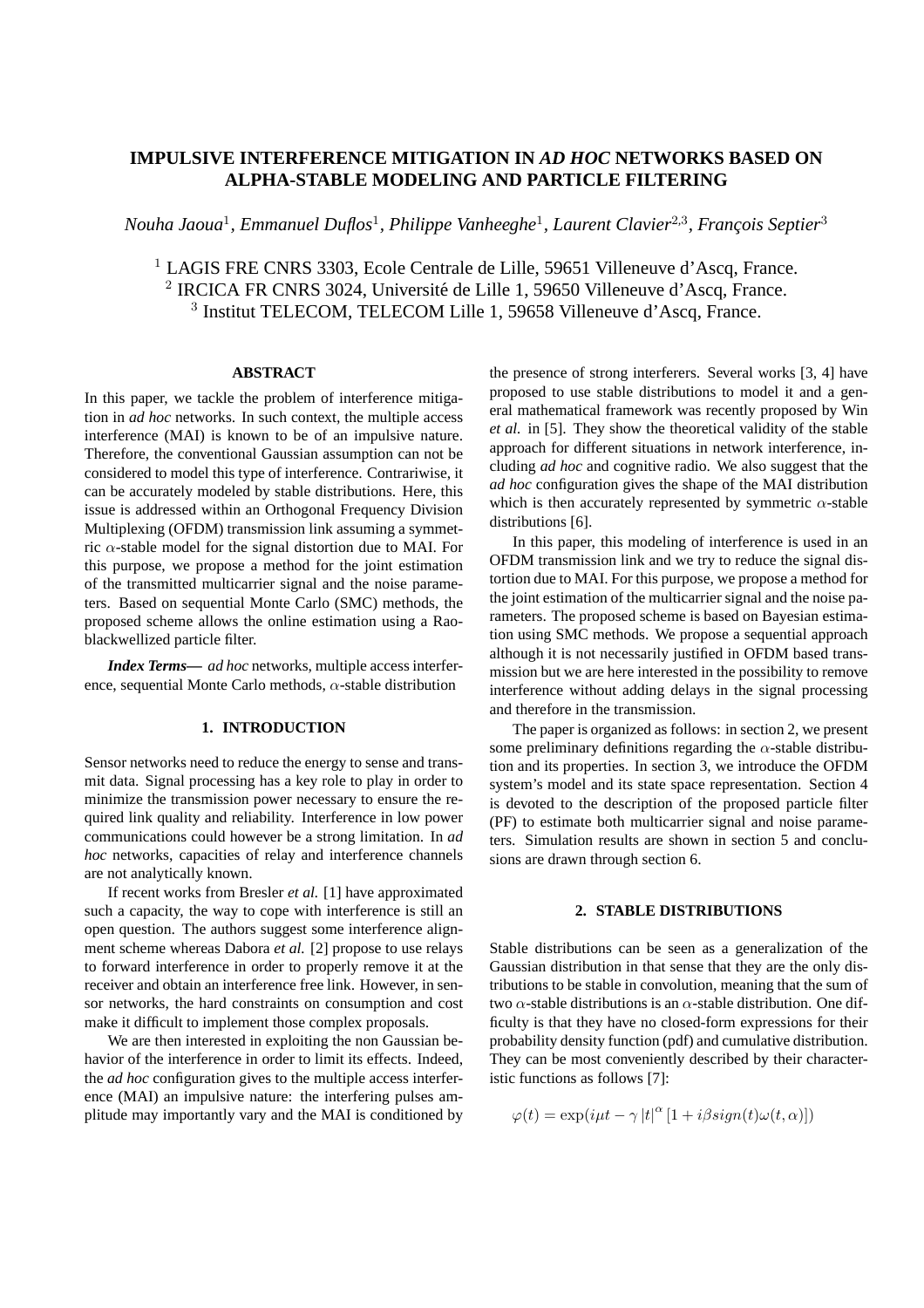# IMPULSIVE INTERFERENCE MITIGATION IN *AD HOC* NETWORKS BASED ON ALPHA-STABLE MODELING AND PARTICLE FILTERING

*Nouha Jaoua*[1], *Emmanuel Duflos*[1], *Philippe Vanheeghe*[1], *Laurent Clavier*[2,3], *François Septier*[3]

[1] LAGIS FRE CNRS 3303, Ecole Centrale de Lille, 59651 Villeneuve d'Ascq, France.
[2] IRCICA FR CNRS 3024, Université de Lille 1, 59650 Villeneuve d'Ascq, France.
[3] Institut TELECOM, TELECOM Lille 1, 59658 Villeneuve d'Ascq, France.

## ABSTRACT

In this paper, we tackle the problem of interference mitigation in *ad hoc* networks. In such context, the multiple access interference (MAI) is known to be of an impulsive nature. Therefore, the conventional Gaussian assumption can not be considered to model this type of interference. Contrariwise, it can be accurately modeled by stable distributions. Here, this issue is addressed within an Orthogonal Frequency Division Multiplexing (OFDM) transmission link assuming a symmetric $\alpha$-stable model for the signal distortion due to MAI. For this purpose, we propose a method for the joint estimation of the transmitted multicarrier signal and the noise parameters. Based on sequential Monte Carlo (SMC) methods, the proposed scheme allows the online estimation using a Rao-blackwellized particle filter.

***Index Terms***— *ad hoc* networks, multiple access interference, sequential Monte Carlo methods, $\alpha$-stable distribution

## 1. INTRODUCTION

Sensor networks need to reduce the energy to sense and transmit data. Signal processing has a key role to play in order to minimize the transmission power necessary to ensure the required link quality and reliability. Interference in low power communications could however be a strong limitation. In *ad hoc* networks, capacities of relay and interference channels are not analytically known.

If recent works from Bresler *et al.* [1] have approximated such a capacity, the way to cope with interference is still an open question. The authors suggest some interference alignment scheme whereas Dabora *et al.* [2] propose to use relays to forward interference in order to properly remove it at the receiver and obtain an interference free link. However, in sensor networks, the hard constraints on consumption and cost make it difficult to implement those complex proposals.

We are then interested in exploiting the non Gaussian behavior of the interference in order to limit its effects. Indeed, the *ad hoc* configuration gives to the multiple access interference (MAI) an impulsive nature: the interfering pulses amplitude may importantly vary and the MAI is conditioned by the presence of strong interferers. Several works [3, 4] have proposed to use stable distributions to model it and a general mathematical framework was recently proposed by Win *et al.* in [5]. They show the theoretical validity of the stable approach for different situations in network interference, including *ad hoc* and cognitive radio. We also suggest that the *ad hoc* configuration gives the shape of the MAI distribution which is then accurately represented by symmetric $\alpha$-stable distributions [6].

In this paper, this modeling of interference is used in an OFDM transmission link and we try to reduce the signal distortion due to MAI. For this purpose, we propose a method for the joint estimation of the multicarrier signal and the noise parameters. The proposed scheme is based on Bayesian estimation using SMC methods. We propose a sequential approach although it is not necessarily justified in OFDM based transmission but we are here interested in the possibility to remove interference without adding delays in the signal processing and therefore in the transmission.

The paper is organized as follows: in section 2, we present some preliminary definitions regarding the $\alpha$-stable distribution and its properties. In section 3, we introduce the OFDM system's model and its state space representation. Section 4 is devoted to the description of the proposed particle filter (PF) to estimate both multicarrier signal and noise parameters. Simulation results are shown in section 5 and conclusions are drawn through section 6.

## 2. STABLE DISTRIBUTIONS

Stable distributions can be seen as a generalization of the Gaussian distribution in that sense that they are the only distributions to be stable in convolution, meaning that the sum of two $\alpha$-stable distributions is an $\alpha$-stable distribution. One difficulty is that they have no closed-form expressions for their probability density function (pdf) and cumulative distribution. They can be most conveniently described by their characteristic functions as follows [7]:

$$\varphi(t) = \exp(i\mu t - \gamma\,|t|^{\alpha}\,[1 + i\beta sign(t)\omega(t,\alpha)])$$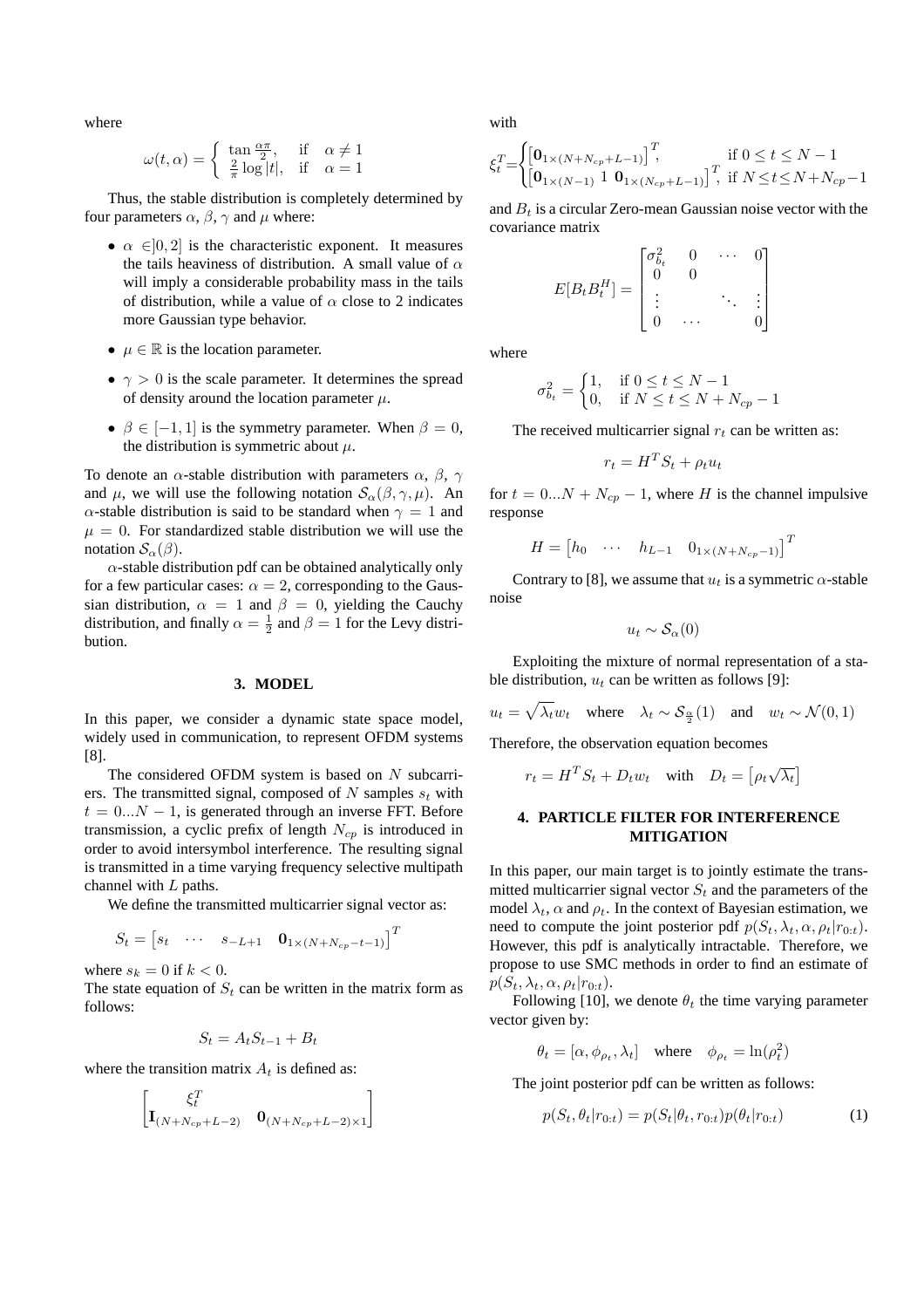where

$$\omega(t,\alpha) = \begin{cases} \tan\frac{\alpha\pi}{2}, & \text{if} \quad \alpha \neq 1 \\ \frac{2}{\pi}\log|t|, & \text{if} \quad \alpha = 1 \end{cases}$$

Thus, the stable distribution is completely determined by four parameters $\alpha$, $\beta$, $\gamma$ and $\mu$ where:

- $\alpha \in ]0, 2]$ is the characteristic exponent. It measures the tails heaviness of distribution. A small value of $\alpha$ will imply a considerable probability mass in the tails of distribution, while a value of $\alpha$ close to 2 indicates more Gaussian type behavior.
- $\mu \in \mathbb{R}$ is the location parameter.
- $\gamma > 0$ is the scale parameter. It determines the spread of density around the location parameter $\mu$.
- $\beta \in [-1, 1]$ is the symmetry parameter. When $\beta = 0$, the distribution is symmetric about $\mu$.

To denote an $\alpha$-stable distribution with parameters $\alpha$, $\beta$, $\gamma$ and $\mu$, we will use the following notation $\mathcal{S}_\alpha(\beta, \gamma, \mu)$. An $\alpha$-stable distribution is said to be standard when $\gamma = 1$ and $\mu = 0$. For standardized stable distribution we will use the notation $\mathcal{S}_\alpha(\beta)$.

$\alpha$-stable distribution pdf can be obtained analytically only for a few particular cases: $\alpha = 2$, corresponding to the Gaussian distribution, $\alpha = 1$ and $\beta = 0$, yielding the Cauchy distribution, and finally $\alpha = \frac{1}{2}$ and $\beta = 1$ for the Levy distribution.

## 3. MODEL

In this paper, we consider a dynamic state space model, widely used in communication, to represent OFDM systems [8].

The considered OFDM system is based on $N$ subcarriers. The transmitted signal, composed of $N$ samples $s_t$ with $t = 0...N-1$, is generated through an inverse FFT. Before transmission, a cyclic prefix of length $N_{cp}$ is introduced in order to avoid intersymbol interference. The resulting signal is transmitted in a time varying frequency selective multipath channel with $L$ paths.

We define the transmitted multicarrier signal vector as:

$$S_t = \begin{bmatrix} s_t & \cdots & s_{-L+1} & \mathbf{0}_{1\times(N+N_{cp}-t-1)} \end{bmatrix}^T$$

where $s_k = 0$ if $k < 0$.
The state equation of $S_t$ can be written in the matrix form as follows:

$$S_t = A_t S_{t-1} + B_t$$

where the transition matrix $A_t$ is defined as:

$$\begin{bmatrix} \xi_t^T & \\ \mathbf{I}_{(N+N_{cp}+L-2)} & \mathbf{0}_{(N+N_{cp}+L-2)\times 1} \end{bmatrix}$$

with

$$\xi_t^T = \begin{cases} \begin{bmatrix}\mathbf{0}_{1\times(N+N_{cp}+L-1)}\end{bmatrix}^T, & \text{if } 0 \leq t \leq N-1 \\ \begin{bmatrix}\mathbf{0}_{1\times(N-1)} \ 1 \ \mathbf{0}_{1\times(N_{cp}+L-1)}\end{bmatrix}^T, & \text{if } N \leq t \leq N+N_{cp}-1 \end{cases}$$

and $B_t$ is a circular Zero-mean Gaussian noise vector with the covariance matrix

$$E[B_t B_t^H] = \begin{bmatrix} \sigma_{b_t}^2 & 0 & \cdots & 0 \\ 0 & 0 & & \\ \vdots & & \ddots & \vdots \\ 0 & \cdots & & 0 \end{bmatrix}$$

where

$$\sigma_{b_t}^2 = \begin{cases} 1, & \text{if } 0 \leq t \leq N-1 \\ 0, & \text{if } N \leq t \leq N+N_{cp}-1 \end{cases}$$

The received multicarrier signal $r_t$ can be written as:

$$r_t = H^T S_t + \rho_t u_t$$

for $t = 0...N+N_{cp}-1$, where $H$ is the channel impulsive response

$$H = \begin{bmatrix} h_0 & \cdots & h_{L-1} & 0_{1\times(N+N_{cp}-1)} \end{bmatrix}^T$$

Contrary to [8], we assume that $u_t$ is a symmetric $\alpha$-stable noise

$$u_t \sim \mathcal{S}_\alpha(0)$$

Exploiting the mixture of normal representation of a stable distribution, $u_t$ can be written as follows [9]:

$$u_t = \sqrt{\lambda_t} w_t \quad \text{where} \quad \lambda_t \sim \mathcal{S}_{\frac{\alpha}{2}}(1) \quad \text{and} \quad w_t \sim \mathcal{N}(0,1)$$

Therefore, the observation equation becomes

$$r_t = H^T S_t + D_t w_t \quad \text{with} \quad D_t = \begin{bmatrix} \rho_t \sqrt{\lambda_t} \end{bmatrix}$$

## 4. PARTICLE FILTER FOR INTERFERENCE MITIGATION

In this paper, our main target is to jointly estimate the transmitted multicarrier signal vector $S_t$ and the parameters of the model $\lambda_t$, $\alpha$ and $\rho_t$. In the context of Bayesian estimation, we need to compute the joint posterior pdf $p(S_t, \lambda_t, \alpha, \rho_t | r_{0:t})$. However, this pdf is analytically intractable. Therefore, we propose to use SMC methods in order to find an estimate of $p(S_t, \lambda_t, \alpha, \rho_t | r_{0:t})$.

Following [10], we denote $\theta_t$ the time varying parameter vector given by:

$$\theta_t = [\alpha, \phi_{\rho_t}, \lambda_t] \quad \text{where} \quad \phi_{\rho_t} = \ln(\rho_t^2)$$

The joint posterior pdf can be written as follows:

$$p(S_t, \theta_t | r_{0:t}) = p(S_t | \theta_t, r_{0:t}) p(\theta_t | r_{0:t}) \tag{1}$$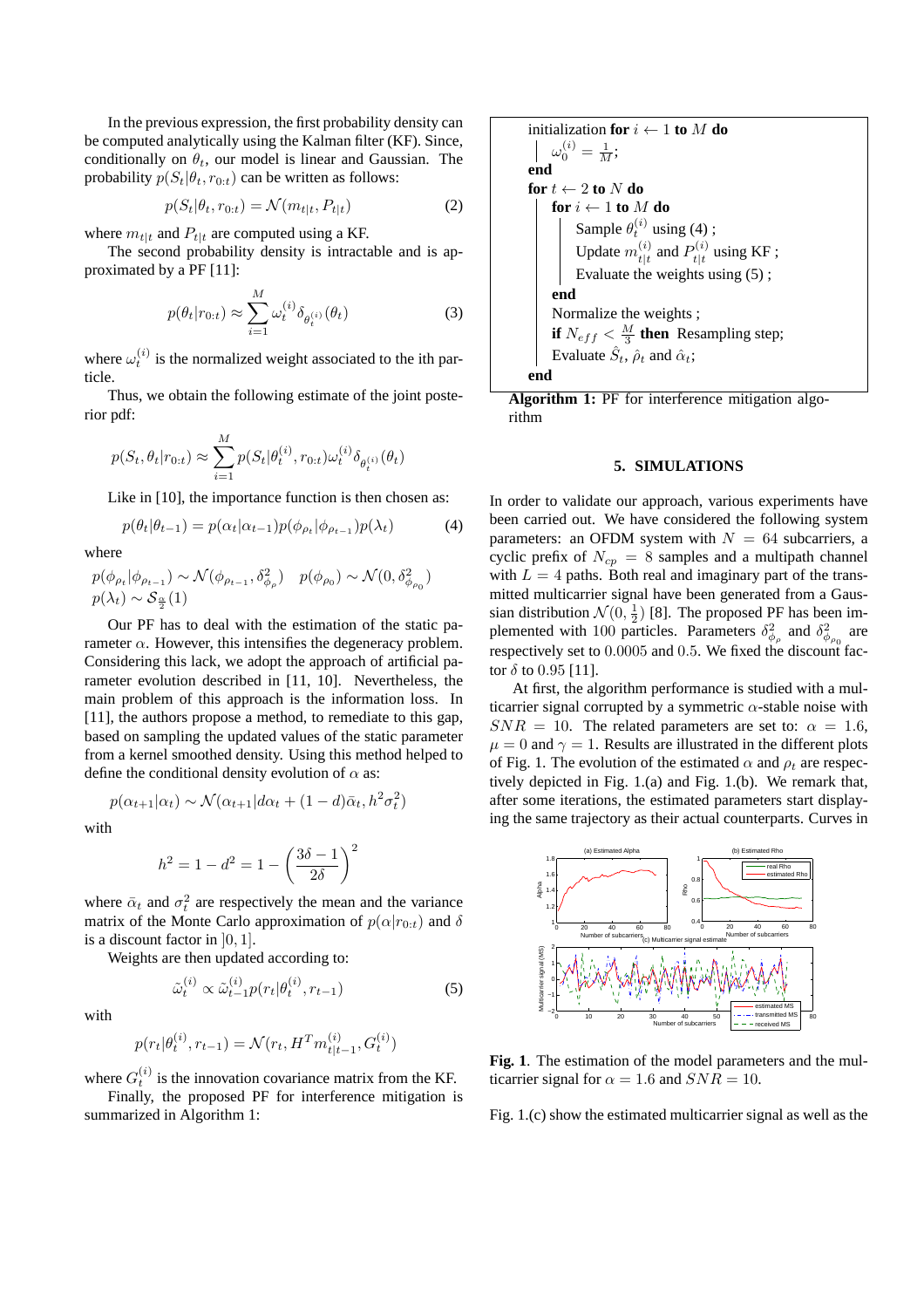In the previous expression, the first probability density can be computed analytically using the Kalman filter (KF). Since, conditionally on $\theta_t$, our model is linear and Gaussian. The probability $p(S_t|\theta_t, r_{0:t})$ can be written as follows:

$$p(S_t|\theta_t, r_{0:t}) = \mathcal{N}(m_{t|t}, P_{t|t}) \tag{2}$$

where $m_{t|t}$ and $P_{t|t}$ are computed using a KF.

The second probability density is intractable and is approximated by a PF [11]:

$$p(\theta_t|r_{0:t}) \approx \sum_{i=1}^{M} \omega_t^{(i)} \delta_{\theta_t^{(i)}}(\theta_t) \tag{3}$$

where $\omega_t^{(i)}$ is the normalized weight associated to the ith particle.

Thus, we obtain the following estimate of the joint posterior pdf:

$$p(S_t, \theta_t|r_{0:t}) \approx \sum_{i=1}^{M} p(S_t|\theta_t^{(i)}, r_{0:t}) \omega_t^{(i)} \delta_{\theta_t^{(i)}}(\theta_t)$$

Like in [10], the importance function is then chosen as:

$$p(\theta_t|\theta_{t-1}) = p(\alpha_t|\alpha_{t-1}) p(\phi_{\rho_t}|\phi_{\rho_{t-1}}) p(\lambda_t) \tag{4}$$

where

$$p(\phi_{\rho_t}|\phi_{\rho_{t-1}}) \sim \mathcal{N}(\phi_{\rho_{t-1}}, \delta^2_{\phi_\rho}) \quad p(\phi_{\rho_0}) \sim \mathcal{N}(0, \delta^2_{\phi_{\rho_0}})$$
$$p(\lambda_t) \sim \mathcal{S}_{\frac{\alpha}{2}}(1)$$

Our PF has to deal with the estimation of the static parameter $\alpha$. However, this intensifies the degeneracy problem. Considering this lack, we adopt the approach of artificial parameter evolution described in [11, 10]. Nevertheless, the main problem of this approach is the information loss. In [11], the authors propose a method, to remediate to this gap, based on sampling the updated values of the static parameter from a kernel smoothed density. Using this method helped to define the conditional density evolution of $\alpha$ as:

$$p(\alpha_{t+1}|\alpha_t) \sim \mathcal{N}(\alpha_{t+1}|d\alpha_t + (1-d)\bar{\alpha}_t, h^2\sigma_t^2)$$

with

$$h^2 = 1 - d^2 = 1 - \left(\frac{3\delta - 1}{2\delta}\right)^2$$

where $\bar{\alpha}_t$ and $\sigma_t^2$ are respectively the mean and the variance matrix of the Monte Carlo approximation of $p(\alpha|r_{0:t})$ and $\delta$ is a discount factor in $]0, 1]$.

Weights are then updated according to:

$$\tilde{\omega}_t^{(i)} \propto \tilde{\omega}_{t-1}^{(i)} p(r_t|\theta_t^{(i)}, r_{t-1}) \tag{5}$$

with

$$p(r_t|\theta_t^{(i)}, r_{t-1}) = \mathcal{N}(r_t, H^T m_{t|t-1}^{(i)}, G_t^{(i)})$$

where $G_t^{(i)}$ is the innovation covariance matrix from the KF.

Finally, the proposed PF for interference mitigation is summarized in Algorithm 1:

```
initialization for i ← 1 to M do
    ω_0^(i) = 1/M;
end
for t ← 2 to N do
    for i ← 1 to M do
        Sample θ_t^(i) using (4) ;
        Update m_{t|t}^(i) and P_{t|t}^(i) using KF ;
        Evaluate the weights using (5) ;
    end
    Normalize the weights ;
    if N_eff < M/3 then Resampling step;
    Evaluate Ŝ_t, ρ̂_t and α̂_t;
end
```

**Algorithm 1:** PF for interference mitigation algorithm

## 5. SIMULATIONS

In order to validate our approach, various experiments have been carried out. We have considered the following system parameters: an OFDM system with $N = 64$ subcarriers, a cyclic prefix of $N_{cp} = 8$ samples and a multipath channel with $L = 4$ paths. Both real and imaginary part of the transmitted multicarrier signal have been generated from a Gaussian distribution $\mathcal{N}(0, \frac{1}{2})$ [8]. The proposed PF has been implemented with 100 particles. Parameters $\delta^2_{\phi_\rho}$ and $\delta^2_{\phi_{\rho_0}}$ are respectively set to 0.0005 and 0.5. We fixed the discount factor $\delta$ to 0.95 [11].

At first, the algorithm performance is studied with a multicarrier signal corrupted by a symmetric $\alpha$-stable noise with $SNR = 10$. The related parameters are set to: $\alpha = 1.6$, $\mu = 0$ and $\gamma = 1$. Results are illustrated in the different plots of Fig. 1. The evolution of the estimated $\alpha$ and $\rho_t$ are respectively depicted in Fig. 1.(a) and Fig. 1.(b). We remark that, after some iterations, the estimated parameters start displaying the same trajectory as their actual counterparts. Curves in Fig. 1.(c) show the estimated multicarrier signal as well as the

**Fig. 1**. The estimation of the model parameters and the multicarrier signal for $\alpha = 1.6$ and $SNR = 10$.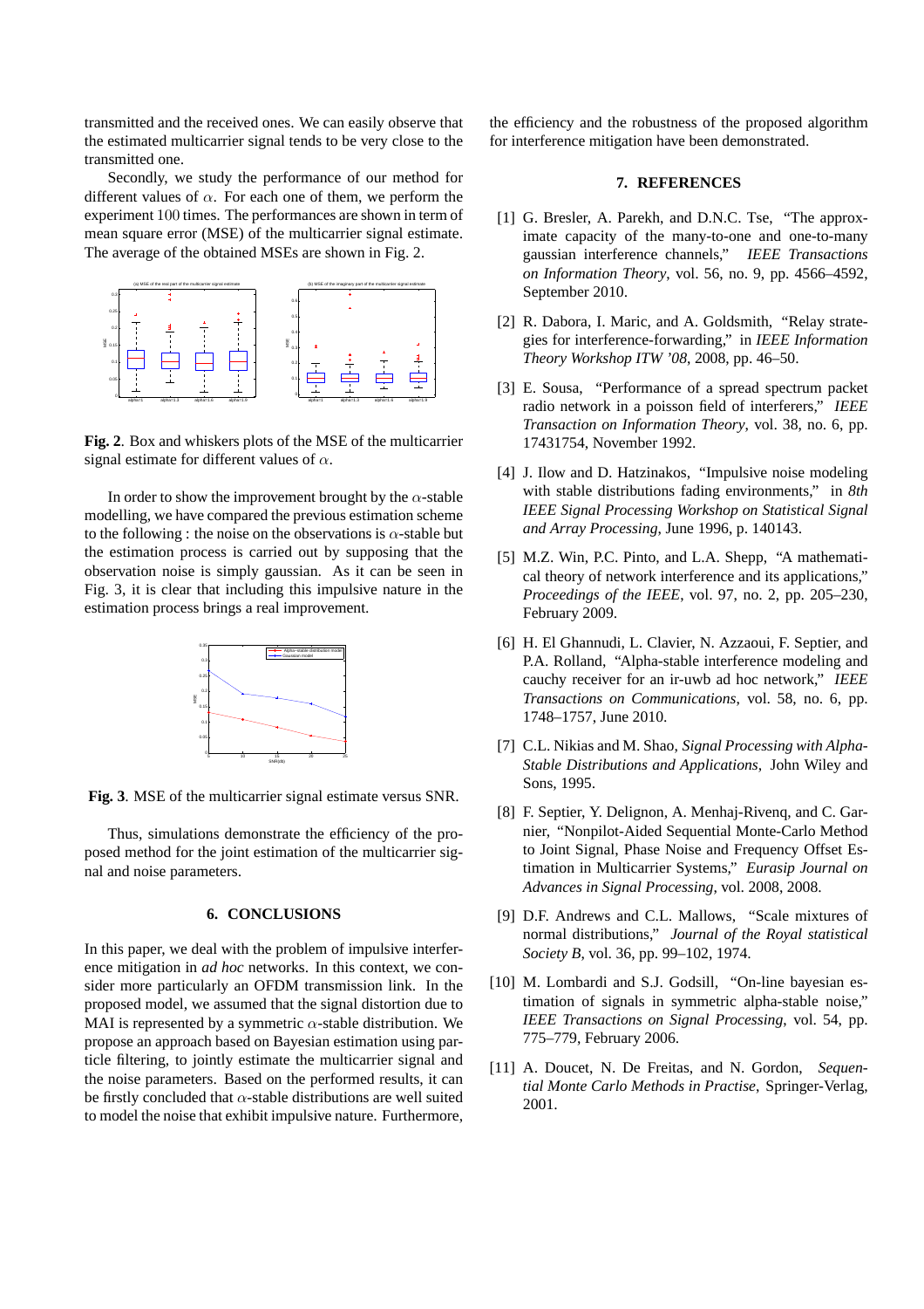transmitted and the received ones. We can easily observe that the estimated multicarrier signal tends to be very close to the transmitted one.

Secondly, we study the performance of our method for different values of $\alpha$. For each one of them, we perform the experiment $100$ times. The performances are shown in term of mean square error (MSE) of the multicarrier signal estimate. The average of the obtained MSEs are shown in Fig. 2.

(a) MSE of the real part of the multicarrier signal estimate

(b) MSE of the imaginary part of the multicarrier signal estimate

MSE

alpha=1 alpha=1.3 alpha=1.6 alpha=1.9

**Fig. 2**. Box and whiskers plots of the MSE of the multicarrier signal estimate for different values of $\alpha$.

In order to show the improvement brought by the $\alpha$-stable modelling, we have compared the previous estimation scheme to the following : the noise on the observations is $\alpha$-stable but the estimation process is carried out by supposing that the observation noise is simply gaussian. As it can be seen in Fig. 3, it is clear that including this impulsive nature in the estimation process brings a real improvement.

Alpha–stable distribution model

Gaussian model

MSE

SNR(dB)

**Fig. 3**. MSE of the multicarrier signal estimate versus SNR.

Thus, simulations demonstrate the efficiency of the proposed method for the joint estimation of the multicarrier signal and noise parameters.

## 6. CONCLUSIONS

In this paper, we deal with the problem of impulsive interference mitigation in *ad hoc* networks. In this context, we consider more particularly an OFDM transmission link. In the proposed model, we assumed that the signal distortion due to MAI is represented by a symmetric $\alpha$-stable distribution. We propose an approach based on Bayesian estimation using particle filtering, to jointly estimate the multicarrier signal and the noise parameters. Based on the performed results, it can be firstly concluded that $\alpha$-stable distributions are well suited to model the noise that exhibit impulsive nature. Furthermore, the efficiency and the robustness of the proposed algorithm for interference mitigation have been demonstrated.

## 7. REFERENCES

[1] G. Bresler, A. Parekh, and D.N.C. Tse, "The approximate capacity of the many-to-one and one-to-many gaussian interference channels," *IEEE Transactions on Information Theory*, vol. 56, no. 9, pp. 4566–4592, September 2010.

[2] R. Dabora, I. Maric, and A. Goldsmith, "Relay strategies for interference-forwarding," in *IEEE Information Theory Workshop ITW '08*, 2008, pp. 46–50.

[3] E. Sousa, "Performance of a spread spectrum packet radio network in a poisson field of interferers," *IEEE Transaction on Information Theory*, vol. 38, no. 6, pp. 17431754, November 1992.

[4] J. Ilow and D. Hatzinakos, "Impulsive noise modeling with stable distributions fading environments," in *8th IEEE Signal Processing Workshop on Statistical Signal and Array Processing*, June 1996, p. 140143.

[5] M.Z. Win, P.C. Pinto, and L.A. Shepp, "A mathematical theory of network interference and its applications," *Proceedings of the IEEE*, vol. 97, no. 2, pp. 205–230, February 2009.

[6] H. El Ghannudi, L. Clavier, N. Azzaoui, F. Septier, and P.A. Rolland, "Alpha-stable interference modeling and cauchy receiver for an ir-uwb ad hoc network," *IEEE Transactions on Communications*, vol. 58, no. 6, pp. 1748–1757, June 2010.

[7] C.L. Nikias and M. Shao, *Signal Processing with Alpha-Stable Distributions and Applications*, John Wiley and Sons, 1995.

[8] F. Septier, Y. Delignon, A. Menhaj-Rivenq, and C. Garnier, "Nonpilot-Aided Sequential Monte-Carlo Method to Joint Signal, Phase Noise and Frequency Offset Estimation in Multicarrier Systems," *Eurasip Journal on Advances in Signal Processing*, vol. 2008, 2008.

[9] D.F. Andrews and C.L. Mallows, "Scale mixtures of normal distributions," *Journal of the Royal statistical Society B*, vol. 36, pp. 99–102, 1974.

[10] M. Lombardi and S.J. Godsill, "On-line bayesian estimation of signals in symmetric alpha-stable noise," *IEEE Transactions on Signal Processing*, vol. 54, pp. 775–779, February 2006.

[11] A. Doucet, N. De Freitas, and N. Gordon, *Sequential Monte Carlo Methods in Practise*, Springer-Verlag, 2001.